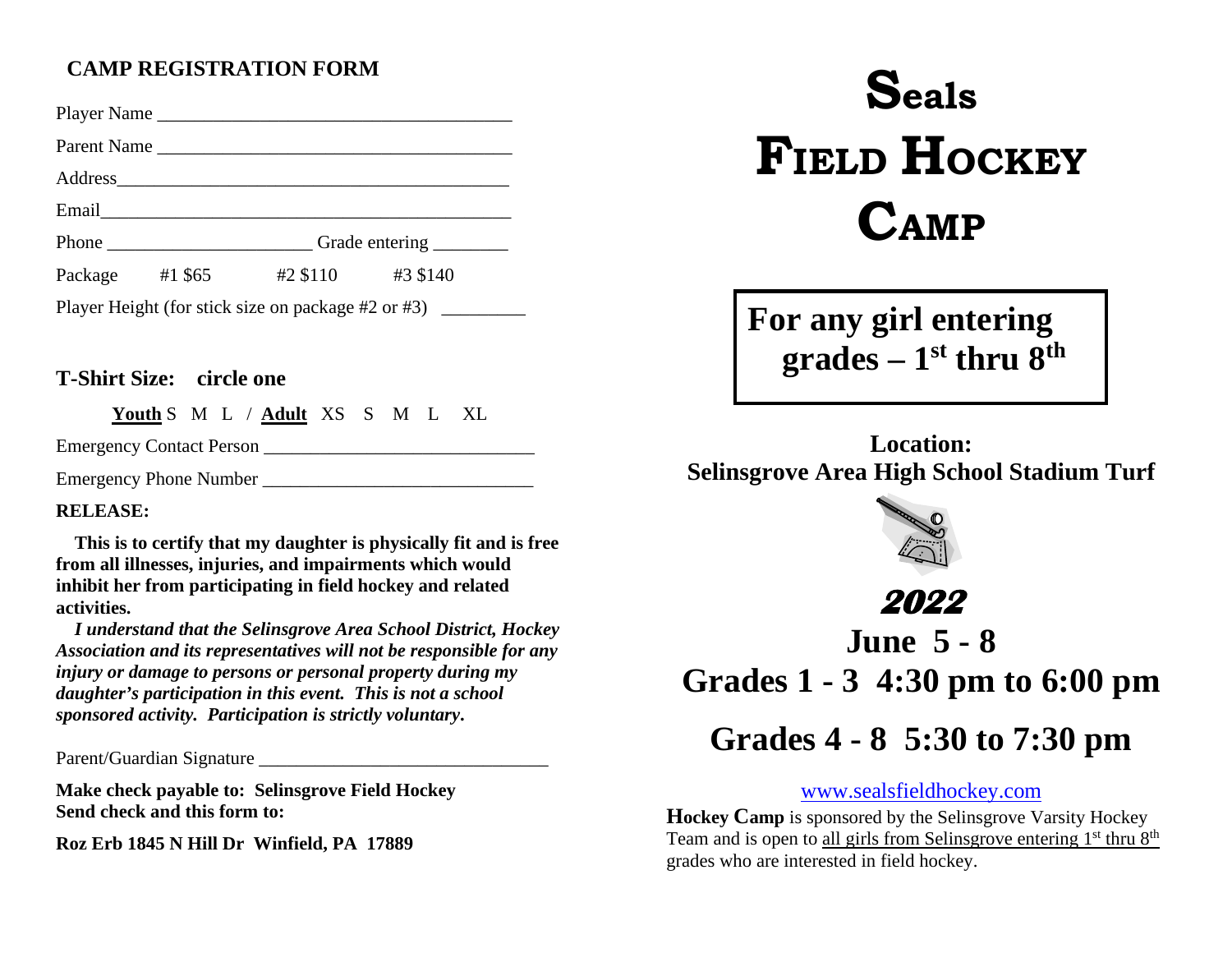## CAMP REGISTRATION FORM

Player Name ______________________________________

Parent Name ______________________________________

Address__________________________________________

Email____________________________________________

Phone ______________________ Grade entering ________

Package #1 $65 #2 $110 #3 $140

Player Height (for stick size on package #2 or #3) _________

**T-Shirt Size: circle one**

**Youth** S M L / **Adult** XS S M L XL

Emergency Contact Person _____________________________

Emergency Phone Number _____________________________

**RELEASE:**

**This is to certify that my daughter is physically fit and is free from all illnesses, injuries, and impairments which would inhibit her from participating in field hockey and related activities.**

***I understand that the Selinsgrove Area School District, Hockey Association and its representatives will not be responsible for any injury or damage to persons or personal property during my daughter's participation in this event. This is not a school sponsored activity. Participation is strictly voluntary.***

Parent/Guardian Signature _______________________________

**Make check payable to: Selinsgrove Field Hockey**
**Send check and this form to:**

**Roz Erb 1845 N Hill Dr Winfield, PA 17889**

# Seals Field Hockey Camp

**For any girl entering grades – 1st thru 8th**

**Location:**
**Selinsgrove Area High School Stadium Turf**

**2022**

**June 5 - 8**

**Grades 1 - 3 4:30 pm to 6:00 pm**

**Grades 4 - 8 5:30 to 7:30 pm**

www.sealsfieldhockey.com

**Hockey Camp** is sponsored by the Selinsgrove Varsity Hockey Team and is open to all girls from Selinsgrove entering 1st thru 8th grades who are interested in field hockey.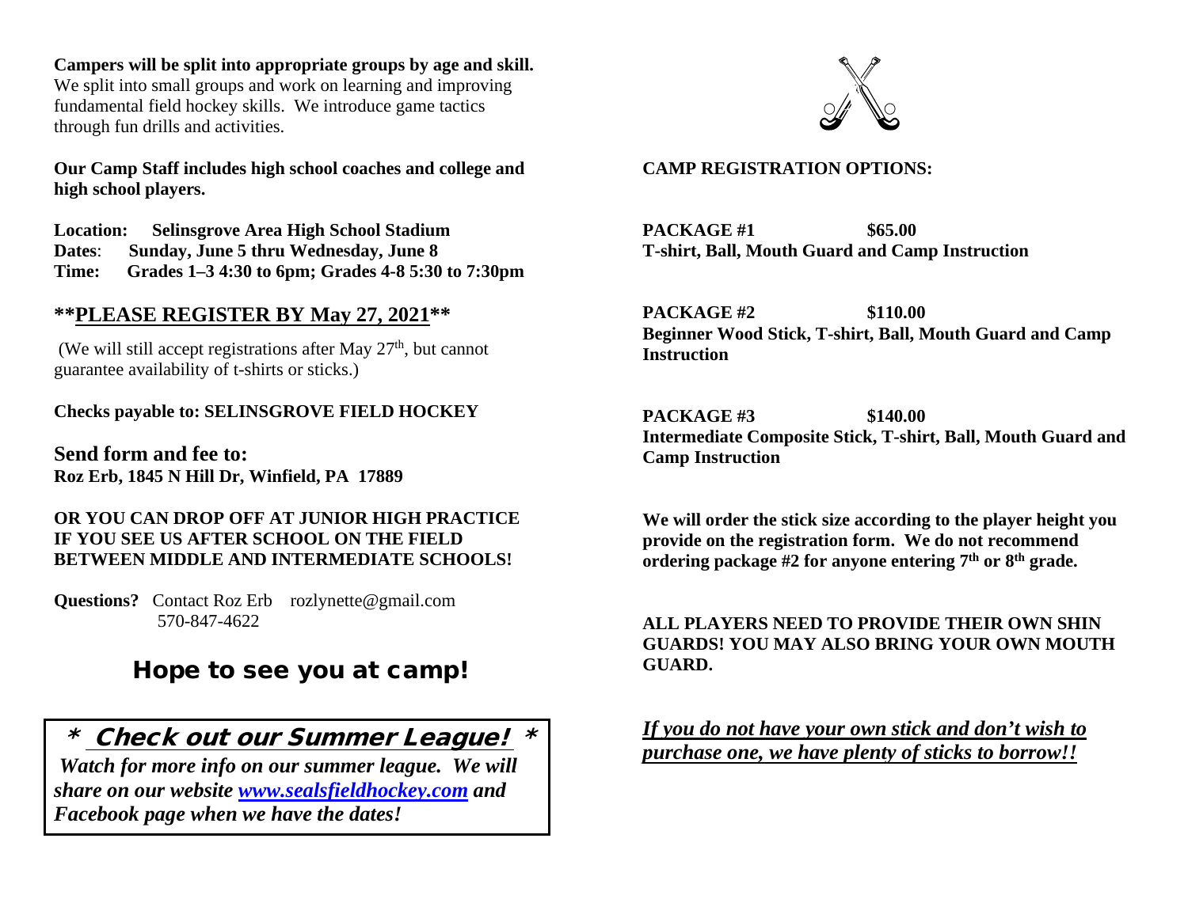**Campers will be split into appropriate groups by age and skill.**
We split into small groups and work on learning and improving fundamental field hockey skills. We introduce game tactics through fun drills and activities.

**Our Camp Staff includes high school coaches and college and high school players.**

**Location: Selinsgrove Area High School Stadium**
**Dates: Sunday, June 5 thru Wednesday, June 8**
**Time: Grades 1–3 4:30 to 6pm; Grades 4-8 5:30 to 7:30pm**

## **PLEASE REGISTER BY May 27, 2021**

(We will still accept registrations after May 27th, but cannot guarantee availability of t-shirts or sticks.)

**Checks payable to: SELINSGROVE FIELD HOCKEY**

**Send form and fee to:**
**Roz Erb, 1845 N Hill Dr, Winfield, PA 17889**

**OR YOU CAN DROP OFF AT JUNIOR HIGH PRACTICE IF YOU SEE US AFTER SCHOOL ON THE FIELD BETWEEN MIDDLE AND INTERMEDIATE SCHOOLS!**

**Questions?** Contact Roz Erb rozlynette@gmail.com 570-847-4622

## Hope to see you at camp!

### * Check out our Summer League! *

***Watch for more info on our summer league. We will share on our website www.sealsfieldhockey.com and Facebook page when we have the dates!***

**CAMP REGISTRATION OPTIONS:**

**PACKAGE #1 $65.00**
**T-shirt, Ball, Mouth Guard and Camp Instruction**

**PACKAGE #2 $110.00**
**Beginner Wood Stick, T-shirt, Ball, Mouth Guard and Camp Instruction**

**PACKAGE #3 $140.00**
**Intermediate Composite Stick, T-shirt, Ball, Mouth Guard and Camp Instruction**

**We will order the stick size according to the player height you provide on the registration form. We do not recommend ordering package #2 for anyone entering 7th or 8th grade.**

**ALL PLAYERS NEED TO PROVIDE THEIR OWN SHIN GUARDS! YOU MAY ALSO BRING YOUR OWN MOUTH GUARD.**

***If you do not have your own stick and don't wish to purchase one, we have plenty of sticks to borrow!!***